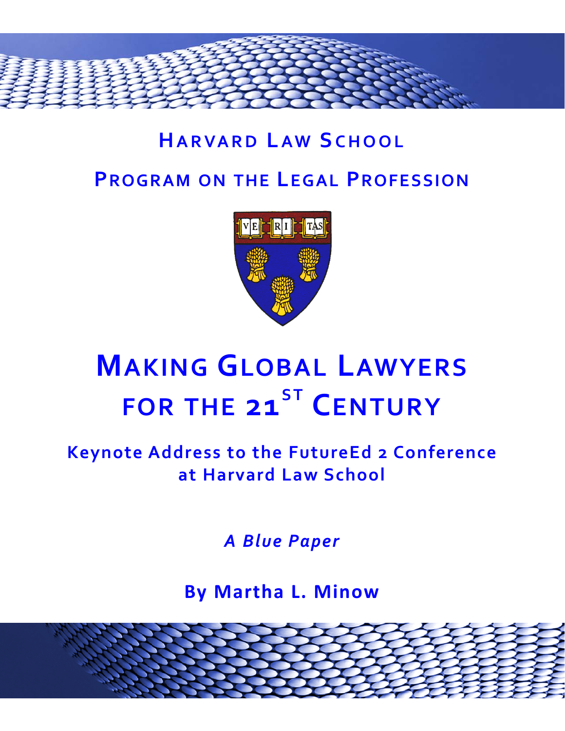## Harvard Law School

## Program on the Legal Profession

# Making Global Lawyers for the 21st Century

### Keynote Address to the FutureEd 2 Conference at Harvard Law School

*A Blue Paper*

**By Martha L. Minow**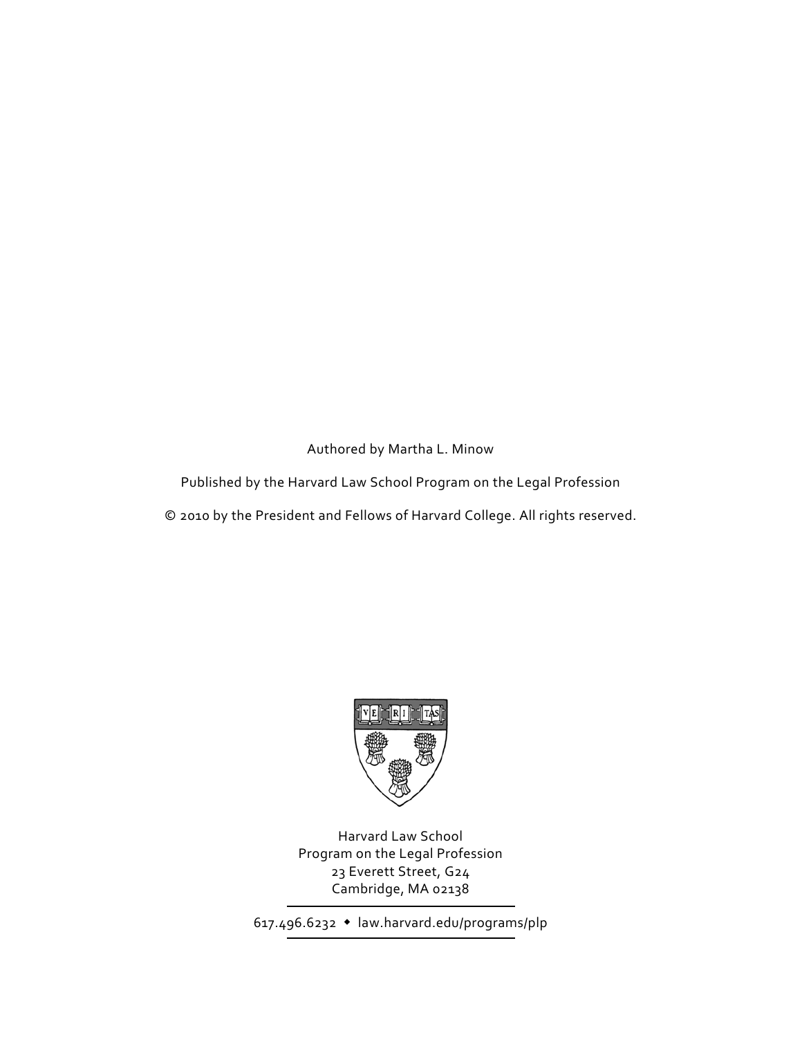Authored by Martha L. Minow

Published by the Harvard Law School Program on the Legal Profession

© 2010 by the President and Fellows of Harvard College. All rights reserved.

Harvard Law School
Program on the Legal Profession
23 Everett Street, G24
Cambridge, MA 02138

617.496.6232 • law.harvard.edu/programs/plp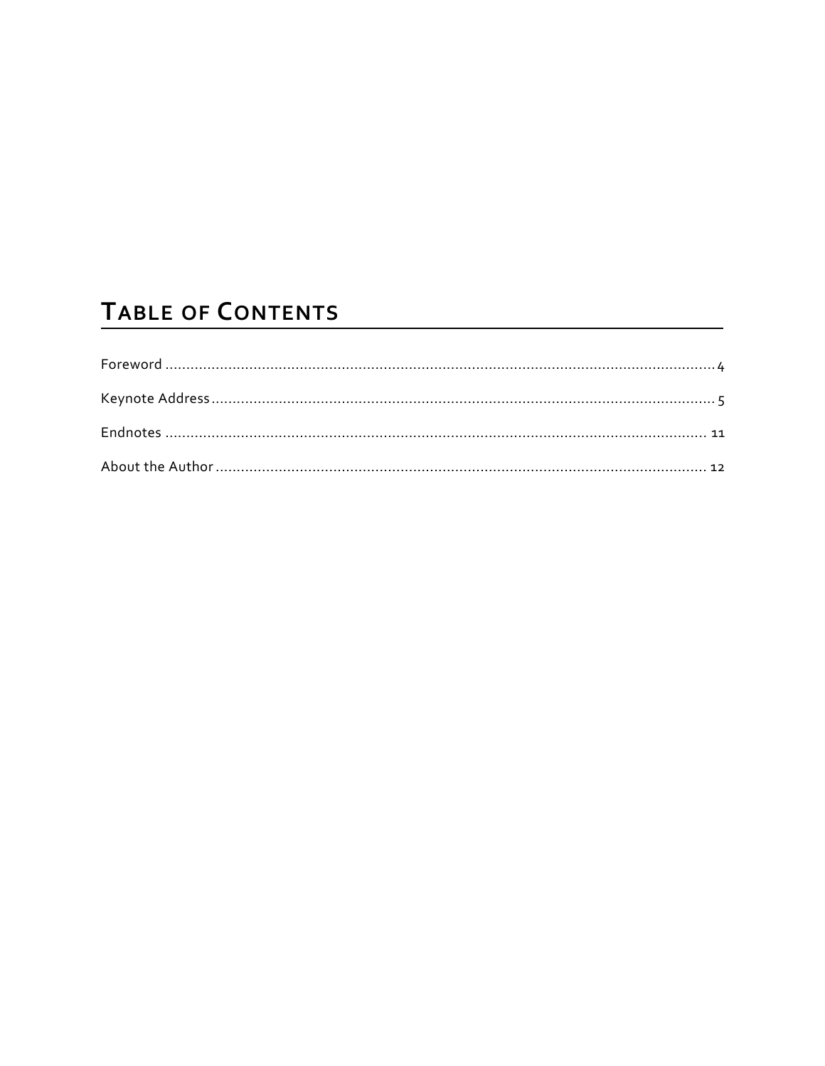# Table of Contents

Foreword ........................................................................................................................ 4

Keynote Address ............................................................................................................ 5

Endnotes ...................................................................................................................... 11

About the Author .......................................................................................................... 12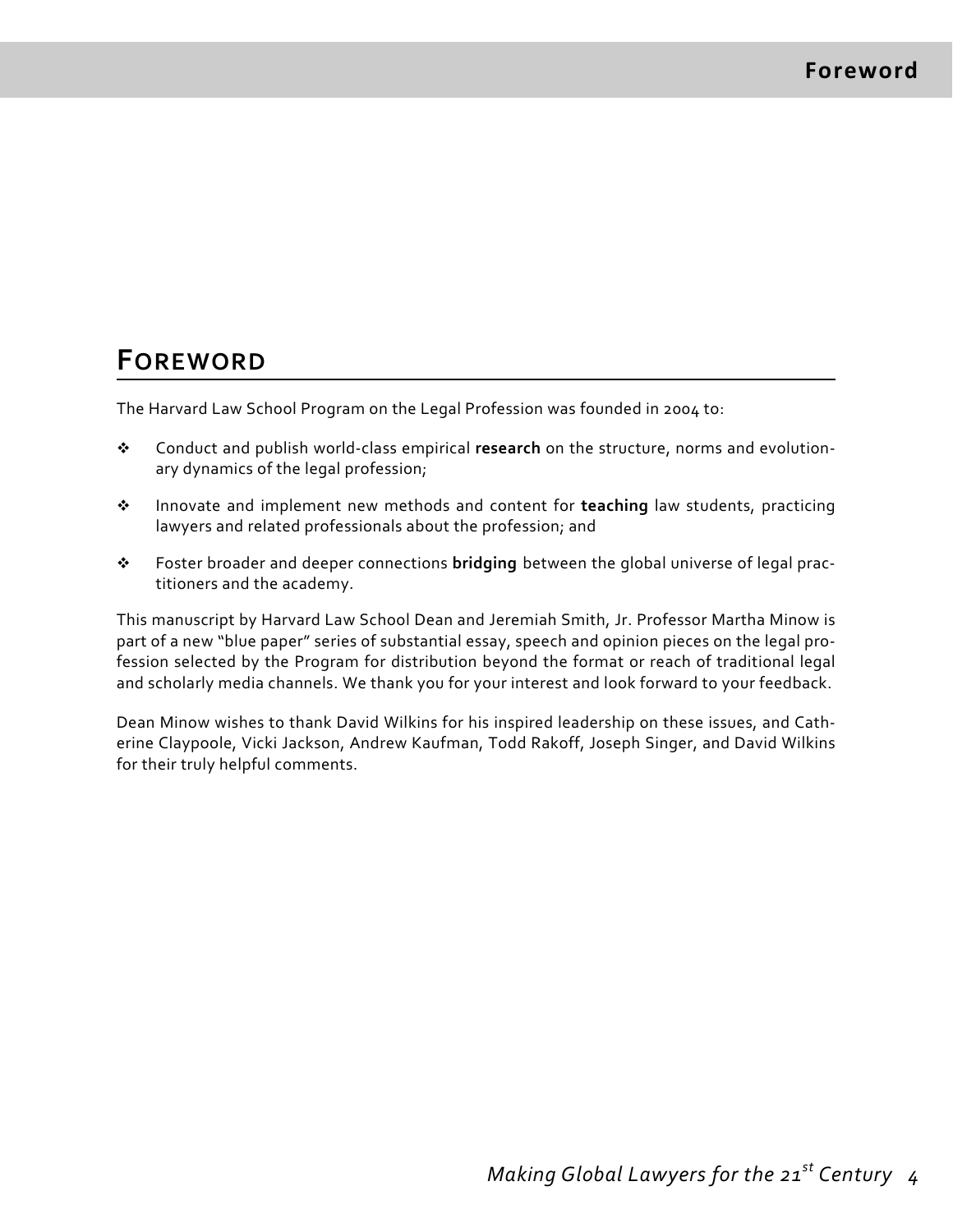# Foreword

The Harvard Law School Program on the Legal Profession was founded in 2004 to:

- Conduct and publish world-class empirical **research** on the structure, norms and evolutionary dynamics of the legal profession;
- Innovate and implement new methods and content for **teaching** law students, practicing lawyers and related professionals about the profession; and
- Foster broader and deeper connections **bridging** between the global universe of legal practitioners and the academy.

This manuscript by Harvard Law School Dean and Jeremiah Smith, Jr. Professor Martha Minow is part of a new "blue paper" series of substantial essay, speech and opinion pieces on the legal profession selected by the Program for distribution beyond the format or reach of traditional legal and scholarly media channels. We thank you for your interest and look forward to your feedback.

Dean Minow wishes to thank David Wilkins for his inspired leadership on these issues, and Catherine Claypoole, Vicki Jackson, Andrew Kaufman, Todd Rakoff, Joseph Singer, and David Wilkins for their truly helpful comments.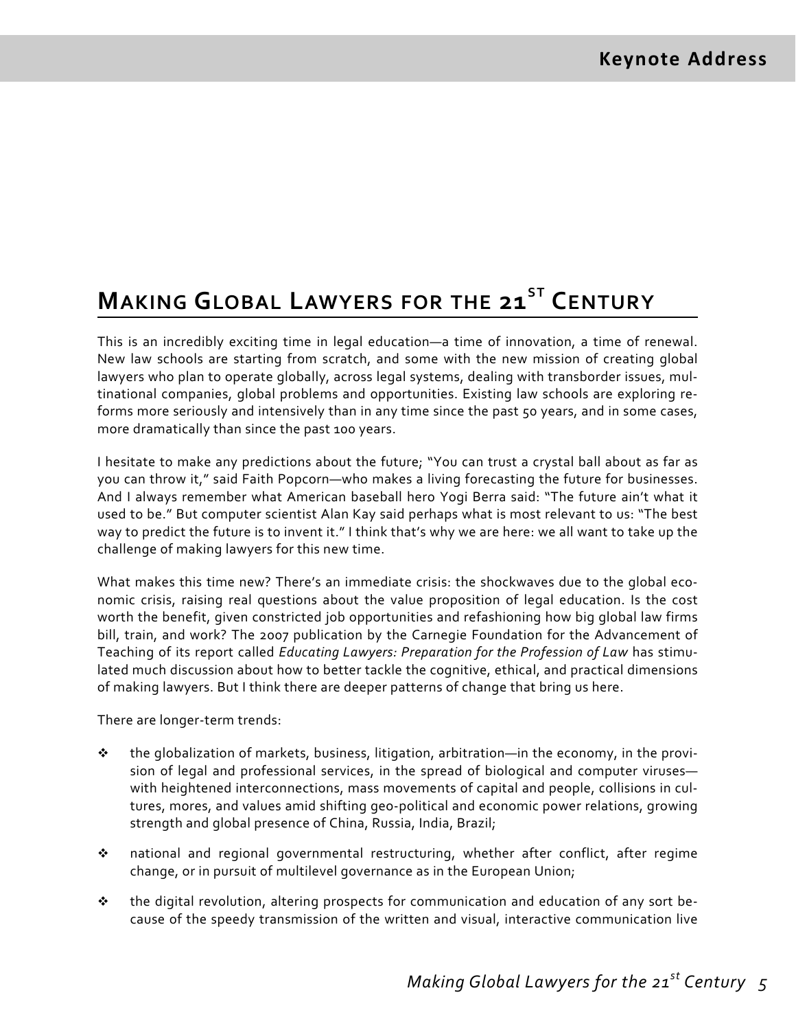Keynote Address

# Making Global Lawyers for the 21$^{st}$ Century

This is an incredibly exciting time in legal education—a time of innovation, a time of renewal. New law schools are starting from scratch, and some with the new mission of creating global lawyers who plan to operate globally, across legal systems, dealing with transborder issues, multinational companies, global problems and opportunities. Existing law schools are exploring reforms more seriously and intensively than in any time since the past 50 years, and in some cases, more dramatically than since the past 100 years.

I hesitate to make any predictions about the future; "You can trust a crystal ball about as far as you can throw it," said Faith Popcorn—who makes a living forecasting the future for businesses. And I always remember what American baseball hero Yogi Berra said: "The future ain't what it used to be." But computer scientist Alan Kay said perhaps what is most relevant to us: "The best way to predict the future is to invent it." I think that's why we are here: we all want to take up the challenge of making lawyers for this new time.

What makes this time new? There's an immediate crisis: the shockwaves due to the global economic crisis, raising real questions about the value proposition of legal education. Is the cost worth the benefit, given constricted job opportunities and refashioning how big global law firms bill, train, and work? The 2007 publication by the Carnegie Foundation for the Advancement of Teaching of its report called *Educating Lawyers: Preparation for the Profession of Law* has stimulated much discussion about how to better tackle the cognitive, ethical, and practical dimensions of making lawyers. But I think there are deeper patterns of change that bring us here.

There are longer-term trends:

- the globalization of markets, business, litigation, arbitration—in the economy, in the provision of legal and professional services, in the spread of biological and computer viruses—with heightened interconnections, mass movements of capital and people, collisions in cultures, mores, and values amid shifting geo-political and economic power relations, growing strength and global presence of China, Russia, India, Brazil;

- national and regional governmental restructuring, whether after conflict, after regime change, or in pursuit of multilevel governance as in the European Union;

- the digital revolution, altering prospects for communication and education of any sort because of the speedy transmission of the written and visual, interactive communication live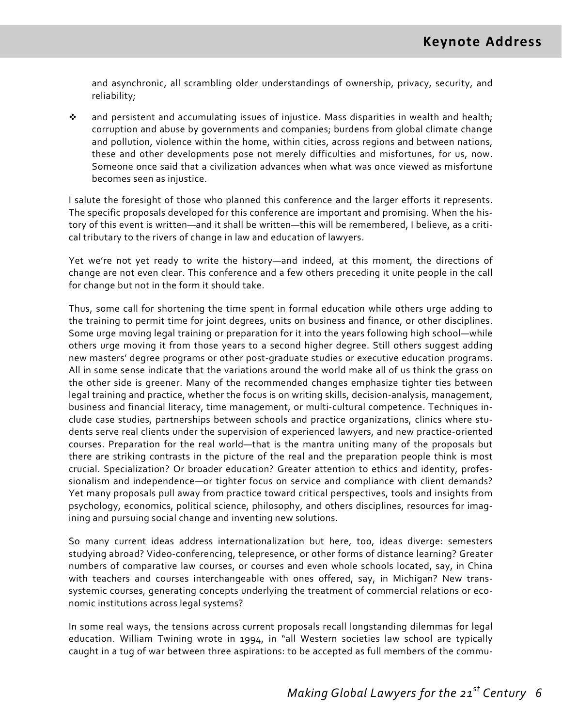and asynchronic, all scrambling older understandings of ownership, privacy, security, and reliability;

- and persistent and accumulating issues of injustice. Mass disparities in wealth and health; corruption and abuse by governments and companies; burdens from global climate change and pollution, violence within the home, within cities, across regions and between nations, these and other developments pose not merely difficulties and misfortunes, for us, now. Someone once said that a civilization advances when what was once viewed as misfortune becomes seen as injustice.

I salute the foresight of those who planned this conference and the larger efforts it represents. The specific proposals developed for this conference are important and promising. When the history of this event is written—and it shall be written—this will be remembered, I believe, as a critical tributary to the rivers of change in law and education of lawyers.

Yet we're not yet ready to write the history—and indeed, at this moment, the directions of change are not even clear. This conference and a few others preceding it unite people in the call for change but not in the form it should take.

Thus, some call for shortening the time spent in formal education while others urge adding to the training to permit time for joint degrees, units on business and finance, or other disciplines. Some urge moving legal training or preparation for it into the years following high school—while others urge moving it from those years to a second higher degree. Still others suggest adding new masters' degree programs or other post-graduate studies or executive education programs. All in some sense indicate that the variations around the world make all of us think the grass on the other side is greener. Many of the recommended changes emphasize tighter ties between legal training and practice, whether the focus is on writing skills, decision-analysis, management, business and financial literacy, time management, or multi-cultural competence. Techniques include case studies, partnerships between schools and practice organizations, clinics where students serve real clients under the supervision of experienced lawyers, and new practice-oriented courses. Preparation for the real world—that is the mantra uniting many of the proposals but there are striking contrasts in the picture of the real and the preparation people think is most crucial. Specialization? Or broader education? Greater attention to ethics and identity, professionalism and independence—or tighter focus on service and compliance with client demands? Yet many proposals pull away from practice toward critical perspectives, tools and insights from psychology, economics, political science, philosophy, and others disciplines, resources for imagining and pursuing social change and inventing new solutions.

So many current ideas address internationalization but here, too, ideas diverge: semesters studying abroad? Video-conferencing, telepresence, or other forms of distance learning? Greater numbers of comparative law courses, or courses and even whole schools located, say, in China with teachers and courses interchangeable with ones offered, say, in Michigan? New trans-systemic courses, generating concepts underlying the treatment of commercial relations or economic institutions across legal systems?

In some real ways, the tensions across current proposals recall longstanding dilemmas for legal education. William Twining wrote in 1994, in "all Western societies law school are typically caught in a tug of war between three aspirations: to be accepted as full members of the commu-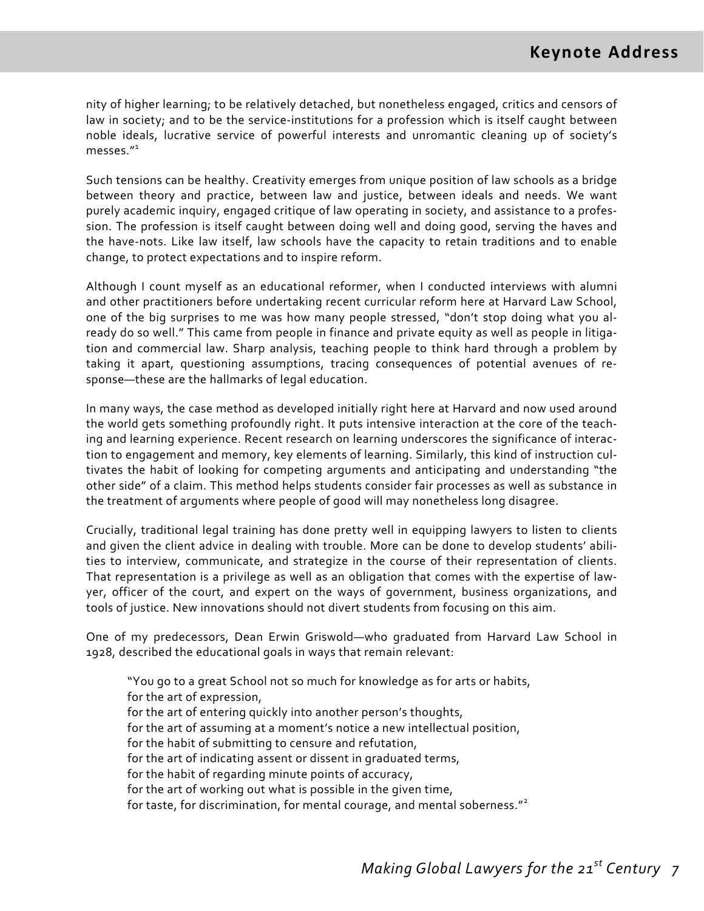nity of higher learning; to be relatively detached, but nonetheless engaged, critics and censors of law in society; and to be the service-institutions for a profession which is itself caught between noble ideals, lucrative service of powerful interests and unromantic cleaning up of society's messes."[1]

Such tensions can be healthy. Creativity emerges from unique position of law schools as a bridge between theory and practice, between law and justice, between ideals and needs. We want purely academic inquiry, engaged critique of law operating in society, and assistance to a profession. The profession is itself caught between doing well and doing good, serving the haves and the have-nots. Like law itself, law schools have the capacity to retain traditions and to enable change, to protect expectations and to inspire reform.

Although I count myself as an educational reformer, when I conducted interviews with alumni and other practitioners before undertaking recent curricular reform here at Harvard Law School, one of the big surprises to me was how many people stressed, "don't stop doing what you already do so well." This came from people in finance and private equity as well as people in litigation and commercial law. Sharp analysis, teaching people to think hard through a problem by taking it apart, questioning assumptions, tracing consequences of potential avenues of response—these are the hallmarks of legal education.

In many ways, the case method as developed initially right here at Harvard and now used around the world gets something profoundly right. It puts intensive interaction at the core of the teaching and learning experience. Recent research on learning underscores the significance of interaction to engagement and memory, key elements of learning. Similarly, this kind of instruction cultivates the habit of looking for competing arguments and anticipating and understanding "the other side" of a claim. This method helps students consider fair processes as well as substance in the treatment of arguments where people of good will may nonetheless long disagree.

Crucially, traditional legal training has done pretty well in equipping lawyers to listen to clients and given the client advice in dealing with trouble. More can be done to develop students' abilities to interview, communicate, and strategize in the course of their representation of clients. That representation is a privilege as well as an obligation that comes with the expertise of lawyer, officer of the court, and expert on the ways of government, business organizations, and tools of justice. New innovations should not divert students from focusing on this aim.

One of my predecessors, Dean Erwin Griswold—who graduated from Harvard Law School in 1928, described the educational goals in ways that remain relevant:

> "You go to a great School not so much for knowledge as for arts or habits,
> for the art of expression,
> for the art of entering quickly into another person's thoughts,
> for the art of assuming at a moment's notice a new intellectual position,
> for the habit of submitting to censure and refutation,
> for the art of indicating assent or dissent in graduated terms,
> for the habit of regarding minute points of accuracy,
> for the art of working out what is possible in the given time,
> for taste, for discrimination, for mental courage, and mental soberness."[2]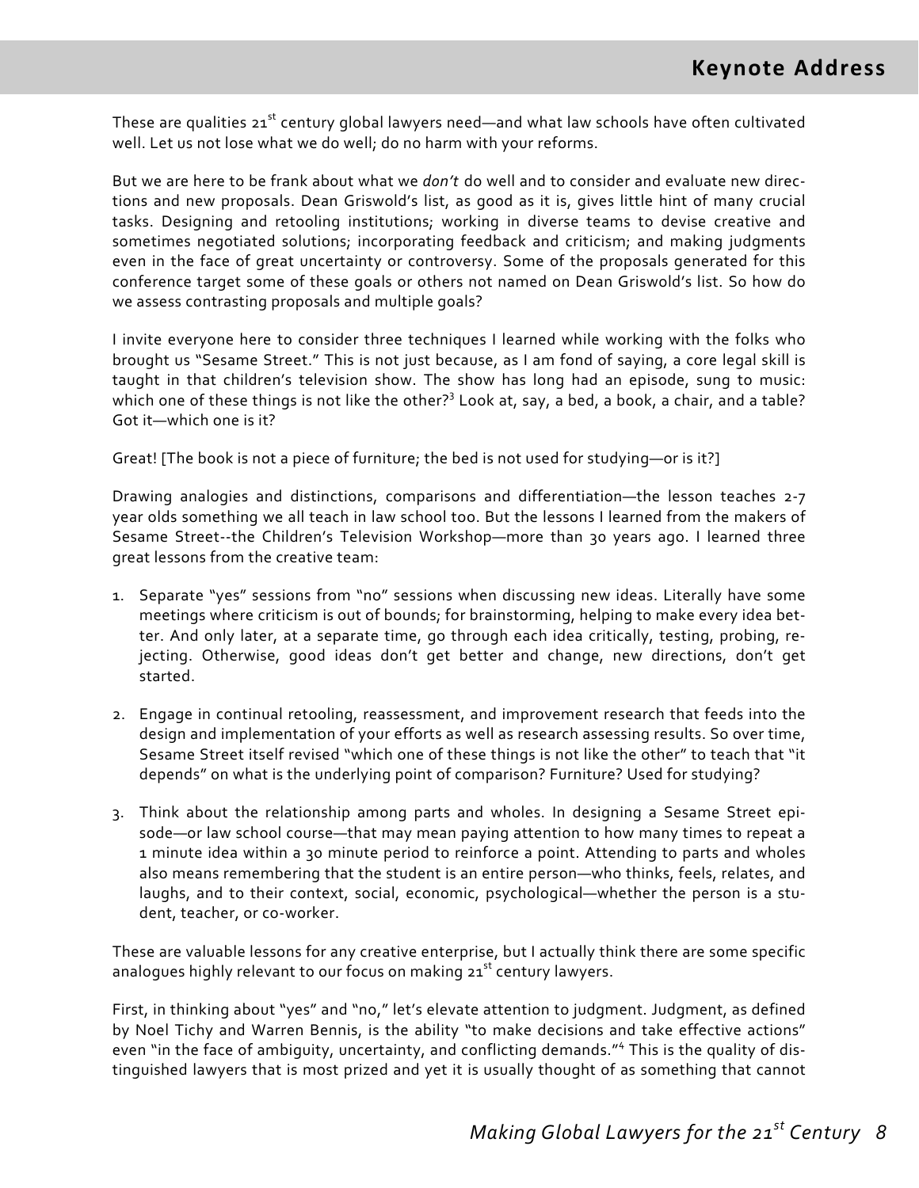These are qualities 21st century global lawyers need—and what law schools have often cultivated well. Let us not lose what we do well; do no harm with your reforms.

But we are here to be frank about what we *don't* do well and to consider and evaluate new directions and new proposals. Dean Griswold's list, as good as it is, gives little hint of many crucial tasks. Designing and retooling institutions; working in diverse teams to devise creative and sometimes negotiated solutions; incorporating feedback and criticism; and making judgments even in the face of great uncertainty or controversy. Some of the proposals generated for this conference target some of these goals or others not named on Dean Griswold's list. So how do we assess contrasting proposals and multiple goals?

I invite everyone here to consider three techniques I learned while working with the folks who brought us "Sesame Street." This is not just because, as I am fond of saying, a core legal skill is taught in that children's television show. The show has long had an episode, sung to music: which one of these things is not like the other?[3] Look at, say, a bed, a book, a chair, and a table? Got it—which one is it?

Great! [The book is not a piece of furniture; the bed is not used for studying—or is it?]

Drawing analogies and distinctions, comparisons and differentiation—the lesson teaches 2-7 year olds something we all teach in law school too. But the lessons I learned from the makers of Sesame Street--the Children's Television Workshop—more than 30 years ago. I learned three great lessons from the creative team:

1. Separate "yes" sessions from "no" sessions when discussing new ideas. Literally have some meetings where criticism is out of bounds; for brainstorming, helping to make every idea better. And only later, at a separate time, go through each idea critically, testing, probing, rejecting. Otherwise, good ideas don't get better and change, new directions, don't get started.

2. Engage in continual retooling, reassessment, and improvement research that feeds into the design and implementation of your efforts as well as research assessing results. So over time, Sesame Street itself revised "which one of these things is not like the other" to teach that "it depends" on what is the underlying point of comparison? Furniture? Used for studying?

3. Think about the relationship among parts and wholes. In designing a Sesame Street episode—or law school course—that may mean paying attention to how many times to repeat a 1 minute idea within a 30 minute period to reinforce a point. Attending to parts and wholes also means remembering that the student is an entire person—who thinks, feels, relates, and laughs, and to their context, social, economic, psychological—whether the person is a student, teacher, or co-worker.

These are valuable lessons for any creative enterprise, but I actually think there are some specific analogues highly relevant to our focus on making 21st century lawyers.

First, in thinking about "yes" and "no," let's elevate attention to judgment. Judgment, as defined by Noel Tichy and Warren Bennis, is the ability "to make decisions and take effective actions" even "in the face of ambiguity, uncertainty, and conflicting demands."[4] This is the quality of distinguished lawyers that is most prized and yet it is usually thought of as something that cannot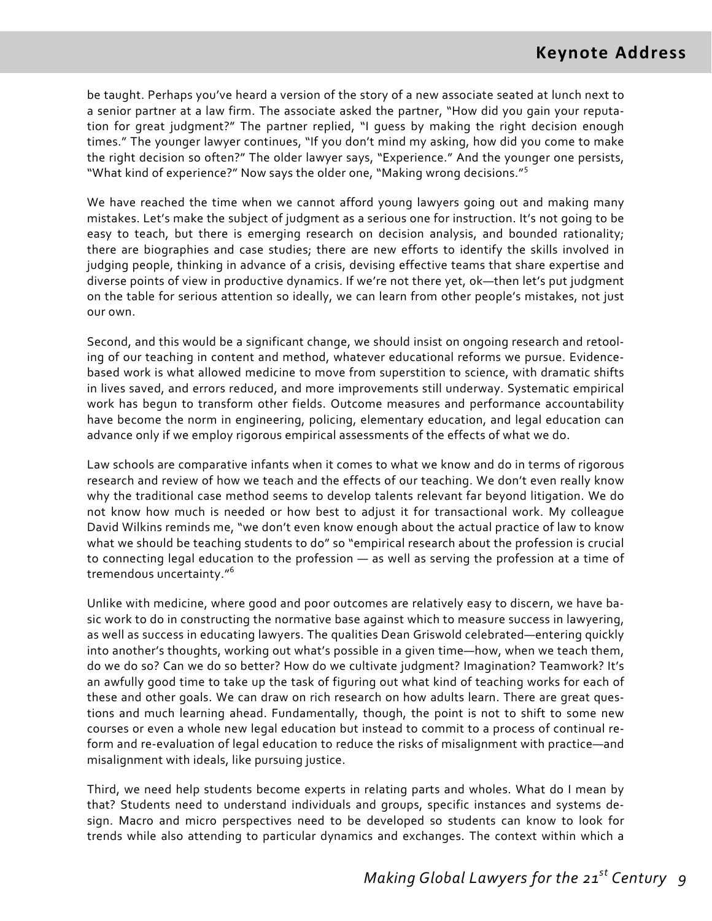be taught. Perhaps you've heard a version of the story of a new associate seated at lunch next to a senior partner at a law firm. The associate asked the partner, "How did you gain your reputation for great judgment?" The partner replied, "I guess by making the right decision enough times." The younger lawyer continues, "If you don't mind my asking, how did you come to make the right decision so often?" The older lawyer says, "Experience." And the younger one persists, "What kind of experience?" Now says the older one, "Making wrong decisions."[5]

We have reached the time when we cannot afford young lawyers going out and making many mistakes. Let's make the subject of judgment as a serious one for instruction. It's not going to be easy to teach, but there is emerging research on decision analysis, and bounded rationality; there are biographies and case studies; there are new efforts to identify the skills involved in judging people, thinking in advance of a crisis, devising effective teams that share expertise and diverse points of view in productive dynamics. If we're not there yet, ok—then let's put judgment on the table for serious attention so ideally, we can learn from other people's mistakes, not just our own.

Second, and this would be a significant change, we should insist on ongoing research and retooling of our teaching in content and method, whatever educational reforms we pursue. Evidence-based work is what allowed medicine to move from superstition to science, with dramatic shifts in lives saved, and errors reduced, and more improvements still underway. Systematic empirical work has begun to transform other fields. Outcome measures and performance accountability have become the norm in engineering, policing, elementary education, and legal education can advance only if we employ rigorous empirical assessments of the effects of what we do.

Law schools are comparative infants when it comes to what we know and do in terms of rigorous research and review of how we teach and the effects of our teaching. We don't even really know why the traditional case method seems to develop talents relevant far beyond litigation. We do not know how much is needed or how best to adjust it for transactional work. My colleague David Wilkins reminds me, "we don't even know enough about the actual practice of law to know what we should be teaching students to do" so "empirical research about the profession is crucial to connecting legal education to the profession — as well as serving the profession at a time of tremendous uncertainty."[6]

Unlike with medicine, where good and poor outcomes are relatively easy to discern, we have basic work to do in constructing the normative base against which to measure success in lawyering, as well as success in educating lawyers. The qualities Dean Griswold celebrated—entering quickly into another's thoughts, working out what's possible in a given time—how, when we teach them, do we do so? Can we do so better? How do we cultivate judgment? Imagination? Teamwork? It's an awfully good time to take up the task of figuring out what kind of teaching works for each of these and other goals. We can draw on rich research on how adults learn. There are great questions and much learning ahead. Fundamentally, though, the point is not to shift to some new courses or even a whole new legal education but instead to commit to a process of continual reform and re-evaluation of legal education to reduce the risks of misalignment with practice—and misalignment with ideals, like pursuing justice.

Third, we need help students become experts in relating parts and wholes. What do I mean by that? Students need to understand individuals and groups, specific instances and systems design. Macro and micro perspectives need to be developed so students can know to look for trends while also attending to particular dynamics and exchanges. The context within which a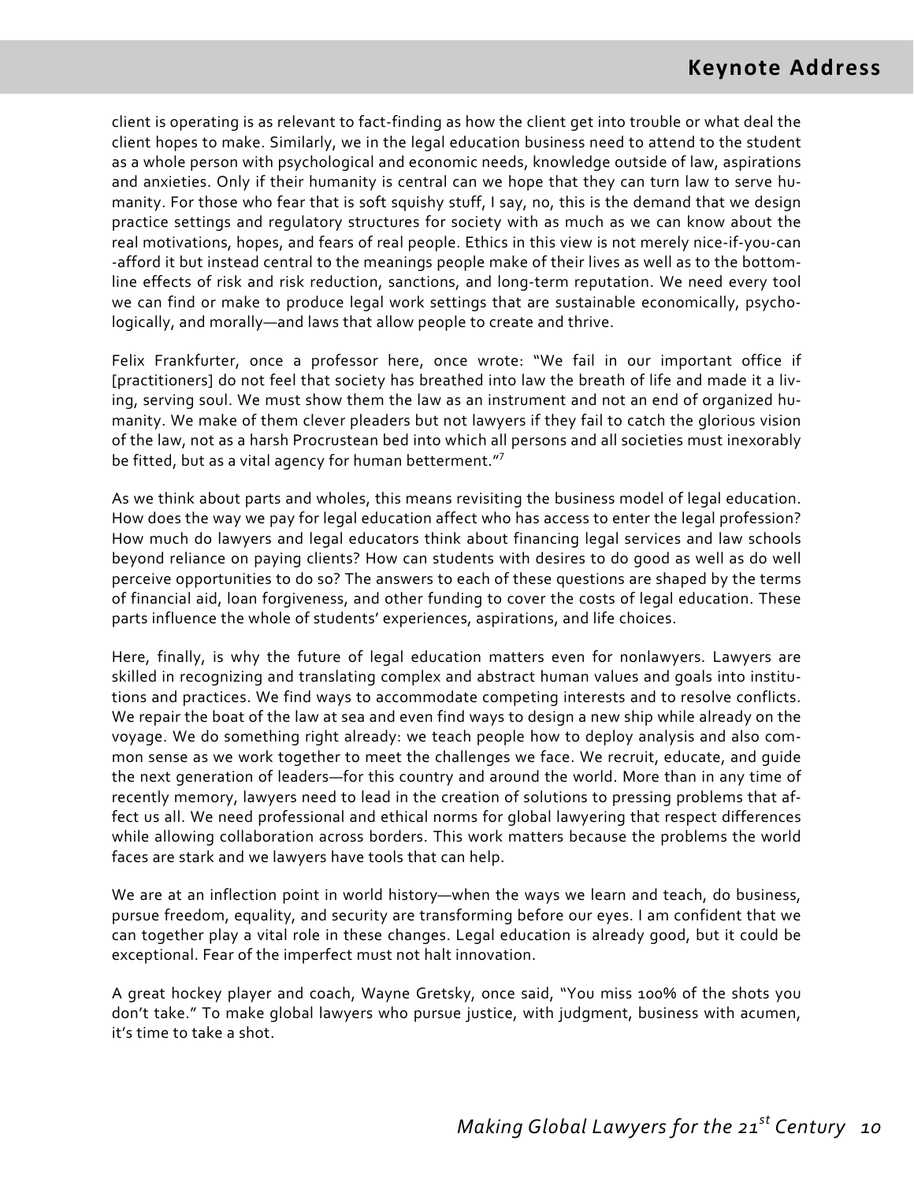client is operating is as relevant to fact-finding as how the client get into trouble or what deal the client hopes to make. Similarly, we in the legal education business need to attend to the student as a whole person with psychological and economic needs, knowledge outside of law, aspirations and anxieties. Only if their humanity is central can we hope that they can turn law to serve humanity. For those who fear that is soft squishy stuff, I say, no, this is the demand that we design practice settings and regulatory structures for society with as much as we can know about the real motivations, hopes, and fears of real people. Ethics in this view is not merely nice-if-you-can-afford it but instead central to the meanings people make of their lives as well as to the bottom-line effects of risk and risk reduction, sanctions, and long-term reputation. We need every tool we can find or make to produce legal work settings that are sustainable economically, psychologically, and morally—and laws that allow people to create and thrive.

Felix Frankfurter, once a professor here, once wrote: "We fail in our important office if [practitioners] do not feel that society has breathed into law the breath of life and made it a living, serving soul. We must show them the law as an instrument and not an end of organized humanity. We make of them clever pleaders but not lawyers if they fail to catch the glorious vision of the law, not as a harsh Procrustean bed into which all persons and all societies must inexorably be fitted, but as a vital agency for human betterment."[7]

As we think about parts and wholes, this means revisiting the business model of legal education. How does the way we pay for legal education affect who has access to enter the legal profession? How much do lawyers and legal educators think about financing legal services and law schools beyond reliance on paying clients? How can students with desires to do good as well as do well perceive opportunities to do so? The answers to each of these questions are shaped by the terms of financial aid, loan forgiveness, and other funding to cover the costs of legal education. These parts influence the whole of students' experiences, aspirations, and life choices.

Here, finally, is why the future of legal education matters even for nonlawyers. Lawyers are skilled in recognizing and translating complex and abstract human values and goals into institutions and practices. We find ways to accommodate competing interests and to resolve conflicts. We repair the boat of the law at sea and even find ways to design a new ship while already on the voyage. We do something right already: we teach people how to deploy analysis and also common sense as we work together to meet the challenges we face. We recruit, educate, and guide the next generation of leaders—for this country and around the world. More than in any time of recently memory, lawyers need to lead in the creation of solutions to pressing problems that affect us all. We need professional and ethical norms for global lawyering that respect differences while allowing collaboration across borders. This work matters because the problems the world faces are stark and we lawyers have tools that can help.

We are at an inflection point in world history—when the ways we learn and teach, do business, pursue freedom, equality, and security are transforming before our eyes. I am confident that we can together play a vital role in these changes. Legal education is already good, but it could be exceptional. Fear of the imperfect must not halt innovation.

A great hockey player and coach, Wayne Gretsky, once said, "You miss 100% of the shots you don't take." To make global lawyers who pursue justice, with judgment, business with acumen, it's time to take a shot.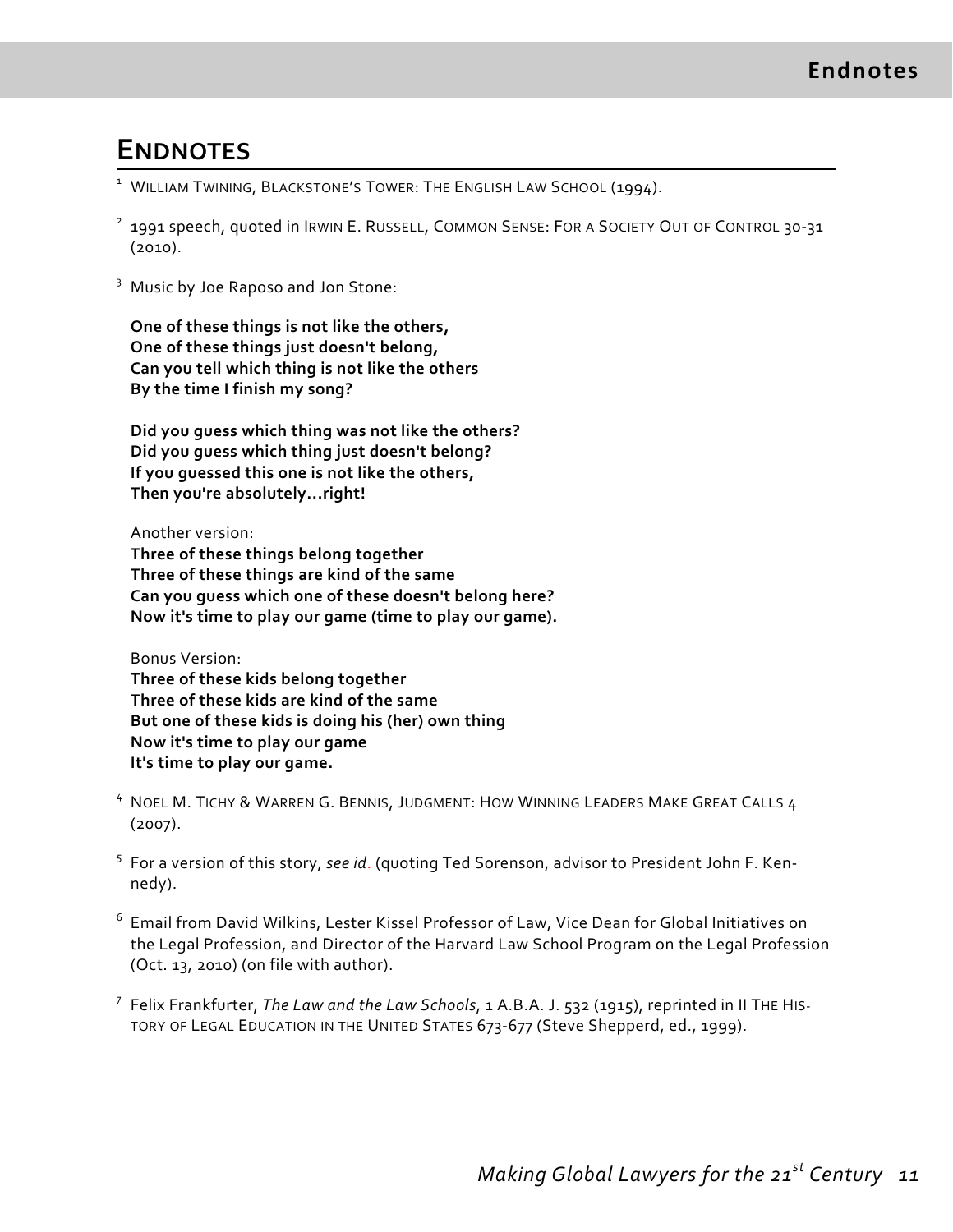# ENDNOTES

[1] WILLIAM TWINING, BLACKSTONE'S TOWER: THE ENGLISH LAW SCHOOL (1994).

[2] 1991 speech, quoted in IRWIN E. RUSSELL, COMMON SENSE: FOR A SOCIETY OUT OF CONTROL 30-31 (2010).

[3] Music by Joe Raposo and Jon Stone:

**One of these things is not like the others,**
**One of these things just doesn't belong,**
**Can you tell which thing is not like the others**
**By the time I finish my song?**

**Did you guess which thing was not like the others?**
**Did you guess which thing just doesn't belong?**
**If you guessed this one is not like the others,**
**Then you're absolutely…right!**

Another version:
**Three of these things belong together**
**Three of these things are kind of the same**
**Can you guess which one of these doesn't belong here?**
**Now it's time to play our game (time to play our game).**

Bonus Version:
**Three of these kids belong together**
**Three of these kids are kind of the same**
**But one of these kids is doing his (her) own thing**
**Now it's time to play our game**
**It's time to play our game.**

[4] NOEL M. TICHY & WARREN G. BENNIS, JUDGMENT: HOW WINNING LEADERS MAKE GREAT CALLS 4 (2007).

[5] For a version of this story, *see id*. (quoting Ted Sorenson, advisor to President John F. Kennedy).

[6] Email from David Wilkins, Lester Kissel Professor of Law, Vice Dean for Global Initiatives on the Legal Profession, and Director of the Harvard Law School Program on the Legal Profession (Oct. 13, 2010) (on file with author).

[7] Felix Frankfurter, *The Law and the Law Schools*, 1 A.B.A. J. 532 (1915), reprinted in II THE HISTORY OF LEGAL EDUCATION IN THE UNITED STATES 673-677 (Steve Shepperd, ed., 1999).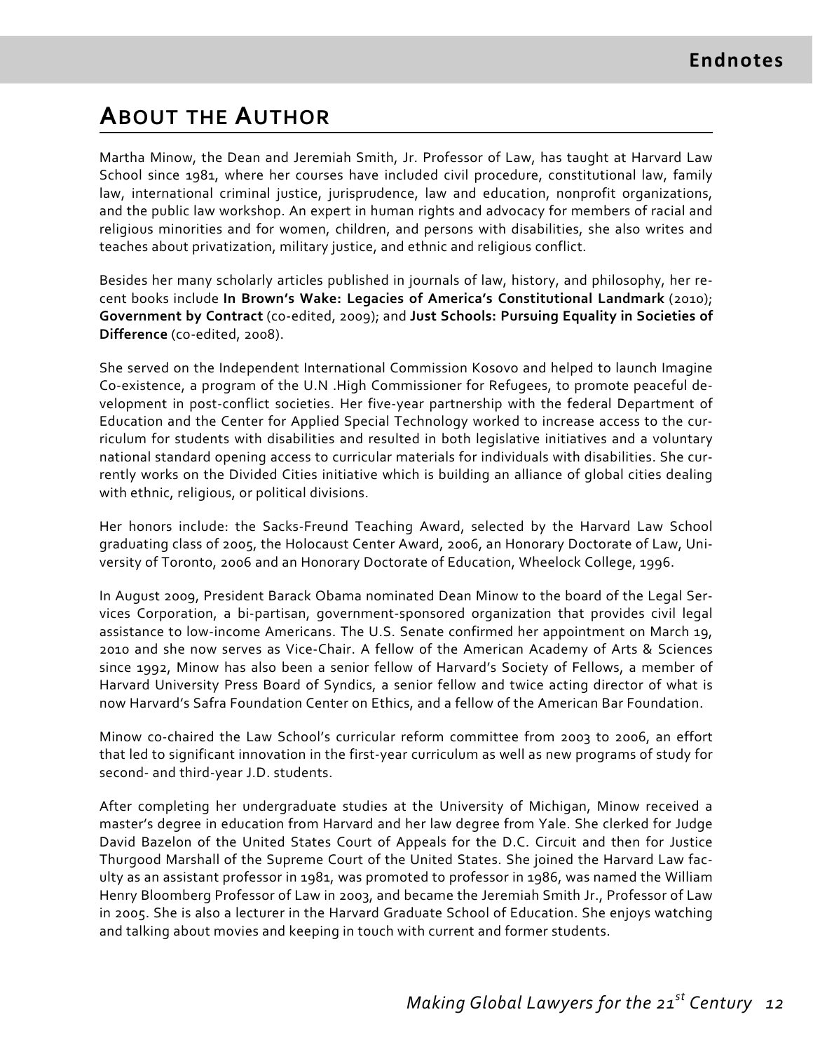# About the Author

Martha Minow, the Dean and Jeremiah Smith, Jr. Professor of Law, has taught at Harvard Law School since 1981, where her courses have included civil procedure, constitutional law, family law, international criminal justice, jurisprudence, law and education, nonprofit organizations, and the public law workshop. An expert in human rights and advocacy for members of racial and religious minorities and for women, children, and persons with disabilities, she also writes and teaches about privatization, military justice, and ethnic and religious conflict.

Besides her many scholarly articles published in journals of law, history, and philosophy, her recent books include **In Brown's Wake: Legacies of America's Constitutional Landmark** (2010); **Government by Contract** (co-edited, 2009); and **Just Schools: Pursuing Equality in Societies of Difference** (co-edited, 2008).

She served on the Independent International Commission Kosovo and helped to launch Imagine Co-existence, a program of the U.N .High Commissioner for Refugees, to promote peaceful development in post-conflict societies. Her five-year partnership with the federal Department of Education and the Center for Applied Special Technology worked to increase access to the curriculum for students with disabilities and resulted in both legislative initiatives and a voluntary national standard opening access to curricular materials for individuals with disabilities. She currently works on the Divided Cities initiative which is building an alliance of global cities dealing with ethnic, religious, or political divisions.

Her honors include: the Sacks-Freund Teaching Award, selected by the Harvard Law School graduating class of 2005, the Holocaust Center Award, 2006, an Honorary Doctorate of Law, University of Toronto, 2006 and an Honorary Doctorate of Education, Wheelock College, 1996.

In August 2009, President Barack Obama nominated Dean Minow to the board of the Legal Services Corporation, a bi-partisan, government-sponsored organization that provides civil legal assistance to low-income Americans. The U.S. Senate confirmed her appointment on March 19, 2010 and she now serves as Vice-Chair. A fellow of the American Academy of Arts & Sciences since 1992, Minow has also been a senior fellow of Harvard's Society of Fellows, a member of Harvard University Press Board of Syndics, a senior fellow and twice acting director of what is now Harvard's Safra Foundation Center on Ethics, and a fellow of the American Bar Foundation.

Minow co-chaired the Law School's curricular reform committee from 2003 to 2006, an effort that led to significant innovation in the first-year curriculum as well as new programs of study for second- and third-year J.D. students.

After completing her undergraduate studies at the University of Michigan, Minow received a master's degree in education from Harvard and her law degree from Yale. She clerked for Judge David Bazelon of the United States Court of Appeals for the D.C. Circuit and then for Justice Thurgood Marshall of the Supreme Court of the United States. She joined the Harvard Law faculty as an assistant professor in 1981, was promoted to professor in 1986, was named the William Henry Bloomberg Professor of Law in 2003, and became the Jeremiah Smith Jr., Professor of Law in 2005. She is also a lecturer in the Harvard Graduate School of Education. She enjoys watching and talking about movies and keeping in touch with current and former students.